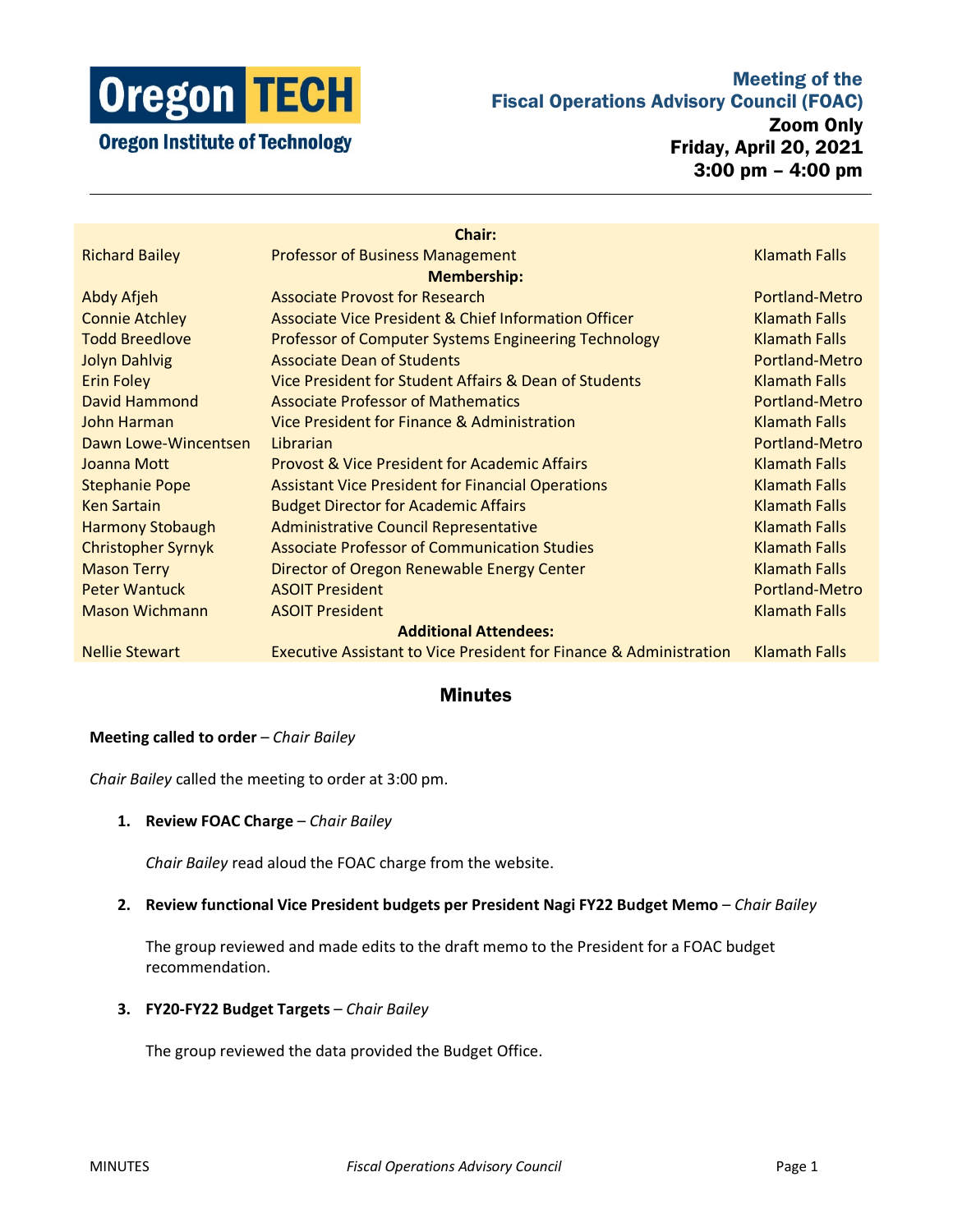Oregon TECH
Oregon Institute of Technology

# Meeting of the Fiscal Operations Advisory Council (FOAC)

**Zoom Only**
**Friday, April 20, 2021**
**3:00 pm – 4:00 pm**

| | **Chair:** | |
|---|---|---|
| Richard Bailey | Professor of Business Management | Klamath Falls |
| | **Membership:** | |
| Abdy Afjeh | Associate Provost for Research | Portland-Metro |
| Connie Atchley | Associate Vice President & Chief Information Officer | Klamath Falls |
| Todd Breedlove | Professor of Computer Systems Engineering Technology | Klamath Falls |
| Jolyn Dahlvig | Associate Dean of Students | Portland-Metro |
| Erin Foley | Vice President for Student Affairs & Dean of Students | Klamath Falls |
| David Hammond | Associate Professor of Mathematics | Portland-Metro |
| John Harman | Vice President for Finance & Administration | Klamath Falls |
| Dawn Lowe-Wincentsen | Librarian | Portland-Metro |
| Joanna Mott | Provost & Vice President for Academic Affairs | Klamath Falls |
| Stephanie Pope | Assistant Vice President for Financial Operations | Klamath Falls |
| Ken Sartain | Budget Director for Academic Affairs | Klamath Falls |
| Harmony Stobaugh | Administrative Council Representative | Klamath Falls |
| Christopher Syrnyk | Associate Professor of Communication Studies | Klamath Falls |
| Mason Terry | Director of Oregon Renewable Energy Center | Klamath Falls |
| Peter Wantuck | ASOIT President | Portland-Metro |
| Mason Wichmann | ASOIT President | Klamath Falls |
| | **Additional Attendees:** | |
| Nellie Stewart | Executive Assistant to Vice President for Finance & Administration | Klamath Falls |

## Minutes

**Meeting called to order** – *Chair Bailey*

*Chair Bailey* called the meeting to order at 3:00 pm.

1. **Review FOAC Charge** – *Chair Bailey*

   *Chair Bailey* read aloud the FOAC charge from the website.

2. **Review functional Vice President budgets per President Nagi FY22 Budget Memo** – *Chair Bailey*

   The group reviewed and made edits to the draft memo to the President for a FOAC budget recommendation.

3. **FY20-FY22 Budget Targets** – *Chair Bailey*

   The group reviewed the data provided the Budget Office.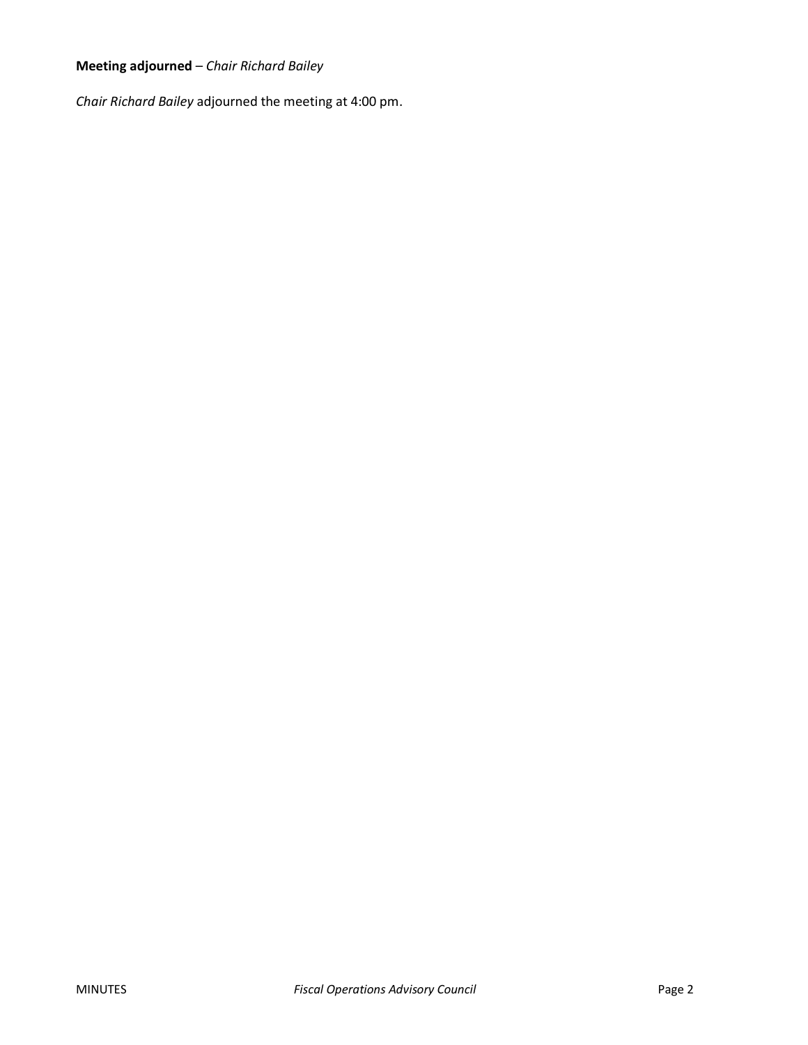**Meeting adjourned** – *Chair Richard Bailey*

*Chair Richard Bailey* adjourned the meeting at 4:00 pm.